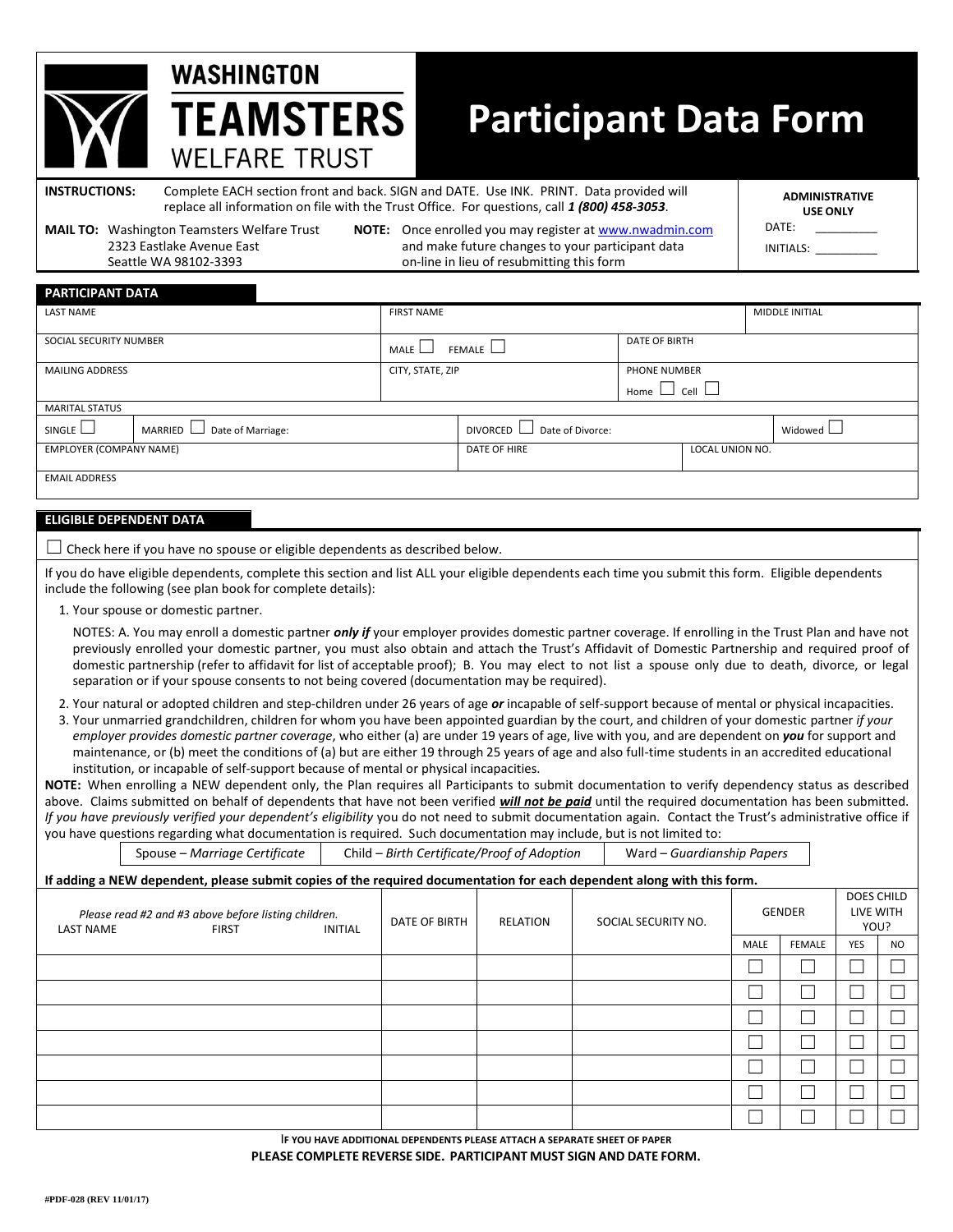# WASHINGTON TEAMSTERS WELFARE TRUST

# Participant Data Form

**INSTRUCTIONS:** Complete EACH section front and back. SIGN and DATE. Use INK. PRINT. Data provided will replace all information on file with the Trust Office. For questions, call ***1 (800) 458-3053***.

**MAIL TO:** Washington Teamsters Welfare Trust
2323 Eastlake Avenue East
Seattle WA 98102-3393

**NOTE:** Once enrolled you may register at www.nwadmin.com and make future changes to your participant data on-line in lieu of resubmitting this form

**ADMINISTRATIVE USE ONLY**
DATE: __________
INITIALS: __________

## PARTICIPANT DATA

| LAST NAME | FIRST NAME | | MIDDLE INITIAL |
|---|---|---|---|
| SOCIAL SECURITY NUMBER | MALE ☐ FEMALE ☐ | DATE OF BIRTH | |
| MAILING ADDRESS | CITY, STATE, ZIP | PHONE NUMBER Home ☐ Cell ☐ | |

MARITAL STATUS

| SINGLE ☐ | MARRIED ☐ Date of Marriage: | DIVORCED ☐ Date of Divorce: | Widowed ☐ |
|---|---|---|---|

| EMPLOYER (COMPANY NAME) | DATE OF HIRE | LOCAL UNION NO. |
|---|---|---|

EMAIL ADDRESS

## ELIGIBLE DEPENDENT DATA

☐ Check here if you have no spouse or eligible dependents as described below.

If you do have eligible dependents, complete this section and list ALL your eligible dependents each time you submit this form. Eligible dependents include the following (see plan book for complete details):

1. Your spouse or domestic partner.

   NOTES: A. You may enroll a domestic partner ***only if*** your employer provides domestic partner coverage. If enrolling in the Trust Plan and have not previously enrolled your domestic partner, you must also obtain and attach the Trust's Affidavit of Domestic Partnership and required proof of domestic partnership (refer to affidavit for list of acceptable proof); B. You may elect to not list a spouse only due to death, divorce, or legal separation or if your spouse consents to not being covered (documentation may be required).

2. Your natural or adopted children and step-children under 26 years of age ***or*** incapable of self-support because of mental or physical incapacities.
3. Your unmarried grandchildren, children for whom you have been appointed guardian by the court, and children of your domestic partner *if your employer provides domestic partner coverage*, who either (a) are under 19 years of age, live with you, and are dependent on ***you*** for support and maintenance, or (b) meet the conditions of (a) but are either 19 through 25 years of age and also full-time students in an accredited educational institution, or incapable of self-support because of mental or physical incapacities.

**NOTE:** When enrolling a NEW dependent only, the Plan requires all Participants to submit documentation to verify dependency status as described above. Claims submitted on behalf of dependents that have not been verified ***will not be paid*** until the required documentation has been submitted. *If you have previously verified your dependent's eligibility* you do not need to submit documentation again. Contact the Trust's administrative office if you have questions regarding what documentation is required. Such documentation may include, but is not limited to:

| Spouse – *Marriage Certificate* | Child – *Birth Certificate/Proof of Adoption* | Ward – *Guardianship Papers* |
|---|---|---|

**If adding a NEW dependent, please submit copies of the required documentation for each dependent along with this form.**

| *Please read #2 and #3 above before listing children.* LAST NAME / FIRST / INITIAL | DATE OF BIRTH | RELATION | SOCIAL SECURITY NO. | GENDER | | DOES CHILD LIVE WITH YOU? | |
|---|---|---|---|---|---|---|---|
| | | | | MALE | FEMALE | YES | NO |
| | | | | ☐ | ☐ | ☐ | ☐ |
| | | | | ☐ | ☐ | ☐ | ☐ |
| | | | | ☐ | ☐ | ☐ | ☐ |
| | | | | ☐ | ☐ | ☐ | ☐ |
| | | | | ☐ | ☐ | ☐ | ☐ |
| | | | | ☐ | ☐ | ☐ | ☐ |
| | | | | ☐ | ☐ | ☐ | ☐ |

IF YOU HAVE ADDITIONAL DEPENDENTS PLEASE ATTACH A SEPARATE SHEET OF PAPER

**PLEASE COMPLETE REVERSE SIDE. PARTICIPANT MUST SIGN AND DATE FORM.**

#PDF-028 (REV 11/01/17)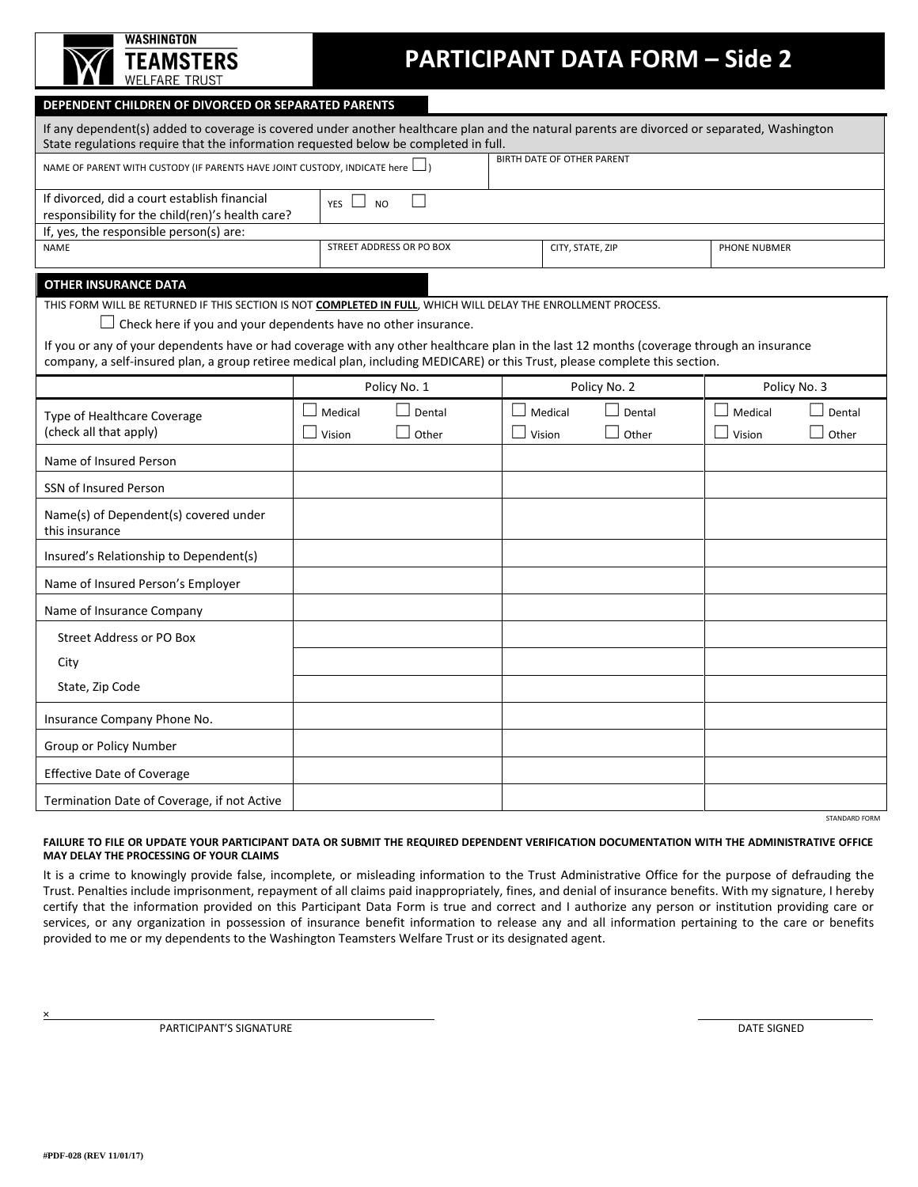WASHINGTON TEAMSTERS WELFARE TRUST

# PARTICIPANT DATA FORM – Side 2

## DEPENDENT CHILDREN OF DIVORCED OR SEPARATED PARENTS

If any dependent(s) added to coverage is covered under another healthcare plan and the natural parents are divorced or separated, Washington State regulations require that the information requested below be completed in full.

| NAME OF PARENT WITH CUSTODY (IF PARENTS HAVE JOINT CUSTODY, INDICATE here ☐) | BIRTH DATE OF OTHER PARENT |
|---|---|
| | |

If divorced, did a court establish financial responsibility for the child(ren)'s health care? YES ☐ NO ☐

If, yes, the responsible person(s) are:

| NAME | STREET ADDRESS OR PO BOX | CITY, STATE, ZIP | PHONE NUBMER |
|---|---|---|---|
| | | | |

## OTHER INSURANCE DATA

THIS FORM WILL BE RETURNED IF THIS SECTION IS NOT **COMPLETED IN FULL**, WHICH WILL DELAY THE ENROLLMENT PROCESS.

☐ Check here if you and your dependents have no other insurance.

If you or any of your dependents have or had coverage with any other healthcare plan in the last 12 months (coverage through an insurance company, a self-insured plan, a group retiree medical plan, including MEDICARE) or this Trust, please complete this section.

| | Policy No. 1 | Policy No. 2 | Policy No. 3 |
|---|---|---|---|
| Type of Healthcare Coverage (check all that apply) | ☐ Medical ☐ Dental ☐ Vision ☐ Other | ☐ Medical ☐ Dental ☐ Vision ☐ Other | ☐ Medical ☐ Dental ☐ Vision ☐ Other |
| Name of Insured Person | | | |
| SSN of Insured Person | | | |
| Name(s) of Dependent(s) covered under this insurance | | | |
| Insured's Relationship to Dependent(s) | | | |
| Name of Insured Person's Employer | | | |
| Name of Insurance Company | | | |
| Street Address or PO Box | | | |
| City | | | |
| State, Zip Code | | | |
| Insurance Company Phone No. | | | |
| Group or Policy Number | | | |
| Effective Date of Coverage | | | |
| Termination Date of Coverage, if not Active | | | |

STANDARD FORM

**FAILURE TO FILE OR UPDATE YOUR PARTICIPANT DATA OR SUBMIT THE REQUIRED DEPENDENT VERIFICATION DOCUMENTATION WITH THE ADMINISTRATIVE OFFICE MAY DELAY THE PROCESSING OF YOUR CLAIMS**

It is a crime to knowingly provide false, incomplete, or misleading information to the Trust Administrative Office for the purpose of defrauding the Trust. Penalties include imprisonment, repayment of all claims paid inappropriately, fines, and denial of insurance benefits. With my signature, I hereby certify that the information provided on this Participant Data Form is true and correct and I authorize any person or institution providing care or services, or any organization in possession of insurance benefit information to release any and all information pertaining to the care or benefits provided to me or my dependents to the Washington Teamsters Welfare Trust or its designated agent.

× ______________________________ PARTICIPANT'S SIGNATURE

______________________________ DATE SIGNED

#PDF-028 (REV 11/01/17)